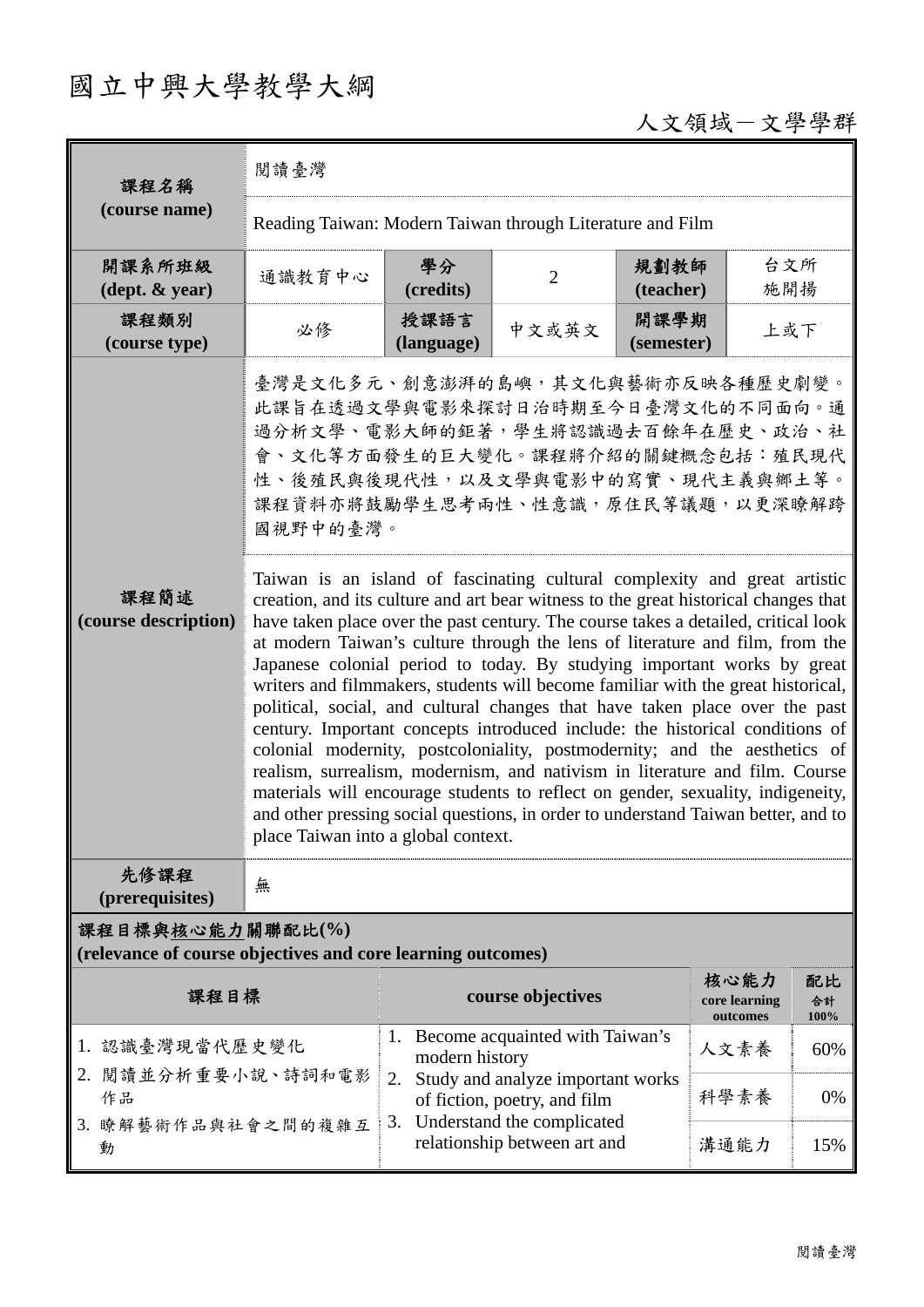# 國立中興大學教學大綱

人文領域－文學學群

| 課程名稱<br>(course name) | 閱讀臺灣 | | | | |
|---|---|---|---|---|---|
| | Reading Taiwan: Modern Taiwan through Literature and Film | | | | |
| 開課系所班級<br>(dept. & year) | 通識教育中心 | 學分<br>(credits) | 2 | 規劃教師<br>(teacher) | 台文所<br>施開揚 |
| 課程類別<br>(course type) | 必修 | 授課語言<br>(language) | 中文或英文 | 開課學期<br>(semester) | 上或下 |
| 課程簡述<br>(course description) | 臺灣是文化多元、創意澎湃的島嶼，其文化與藝術亦反映各種歷史劇變。此課旨在透過文學與電影來探討日治時期至今日臺灣文化的不同面向。通過分析文學、電影大師的鉅著，學生將認識過去百餘年在歷史、政治、社會、文化等方面發生的巨大變化。課程將介紹的關鍵概念包括：殖民現代性、後殖民與後現代性，以及文學與電影中的寫實、現代主義與鄉土等。課程資料亦將鼓勵學生思考兩性、性意識，原住民等議題，以更深瞭解跨國視野中的臺灣。 | | | | |
| | Taiwan is an island of fascinating cultural complexity and great artistic creation, and its culture and art bear witness to the great historical changes that have taken place over the past century. The course takes a detailed, critical look at modern Taiwan's culture through the lens of literature and film, from the Japanese colonial period to today. By studying important works by great writers and filmmakers, students will become familiar with the great historical, political, social, and cultural changes that have taken place over the past century. Important concepts introduced include: the historical conditions of colonial modernity, postcoloniality, postmodernity; and the aesthetics of realism, surrealism, modernism, and nativism in literature and film. Course materials will encourage students to reflect on gender, sexuality, indigeneity, and other pressing social questions, in order to understand Taiwan better, and to place Taiwan into a global context. | | | | |
| 先修課程<br>(prerequisites) | 無 | | | | |

**課程目標與核心能力關聯配比(%)**
**(relevance of course objectives and core learning outcomes)**

| 課程目標 | course objectives | 核心能力<br>core learning outcomes | 配比<br>合計<br>100% |
|---|---|---|---|
| 1. 認識臺灣現當代歷史變化<br>2. 閱讀並分析重要小說、詩詞和電影作品<br>3. 瞭解藝術作品與社會之間的複雜互動 | 1. Become acquainted with Taiwan's modern history<br>2. Study and analyze important works of fiction, poetry, and film<br>3. Understand the complicated relationship between art and | 人文素養 | 60% |
| | | 科學素養 | 0% |
| | | 溝通能力 | 15% |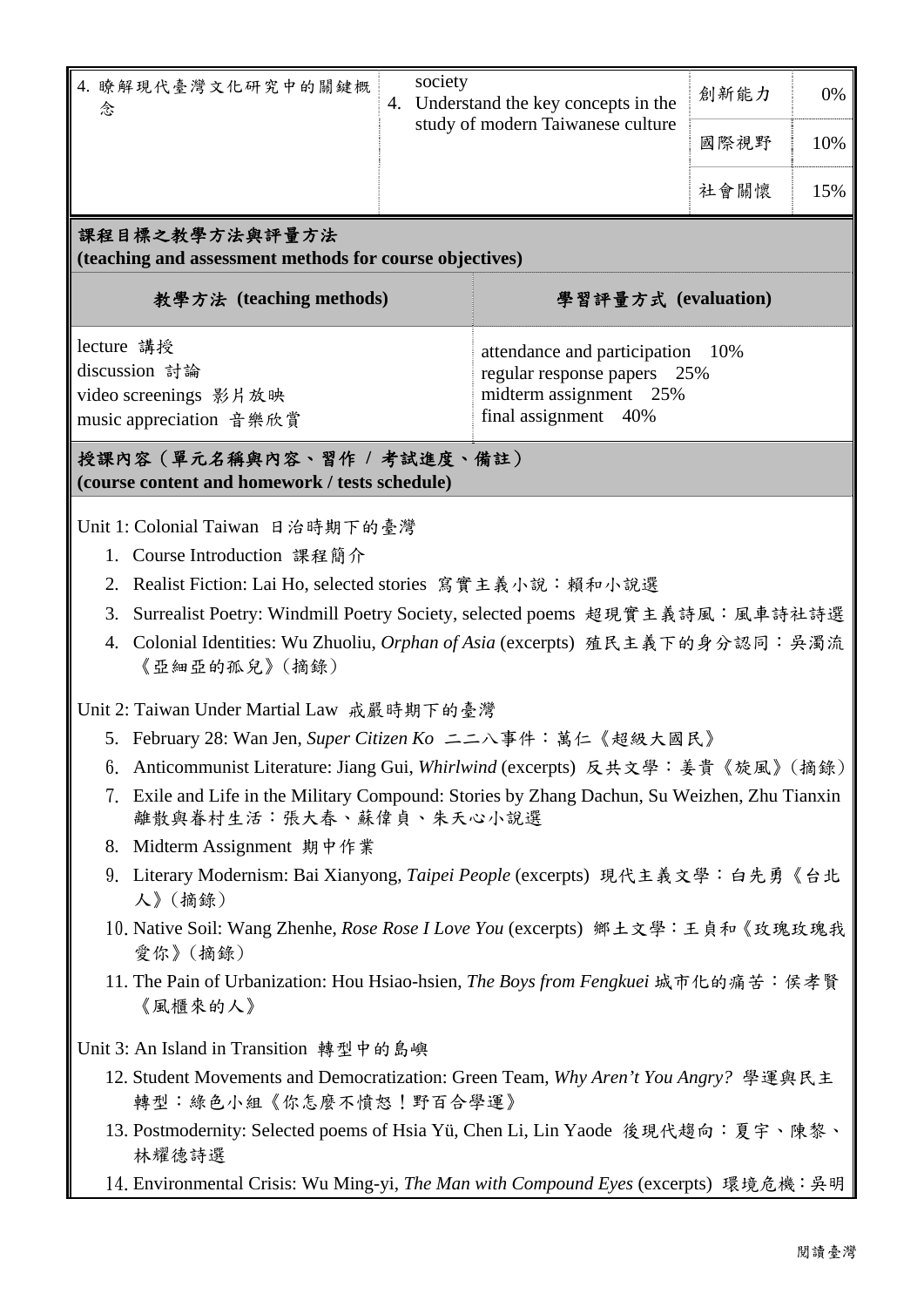| 4. 瞭解現代臺灣文化研究中的關鍵概念 | society<br>4. Understand the key concepts in the study of modern Taiwanese culture | 創新能力 | 0% |
|---|---|---|---|
| | | 國際視野 | 10% |
| | | 社會關懷 | 15% |

## 課程目標之教學方法與評量方法 (teaching and assessment methods for course objectives)

| 教學方法 (teaching methods) | 學習評量方式 (evaluation) |
|---|---|
| lecture 講授<br>discussion 討論<br>video screenings 影片放映<br>music appreciation 音樂欣賞 | attendance and participation 10%<br>regular response papers 25%<br>midterm assignment 25%<br>final assignment 40% |

## 授課內容（單元名稱與內容、習作 / 考試進度、備註） (course content and homework / tests schedule)

Unit 1: Colonial Taiwan 日治時期下的臺灣

1. Course Introduction 課程簡介
2. Realist Fiction: Lai Ho, selected stories 寫實主義小說：賴和小說選
3. Surrealist Poetry: Windmill Poetry Society, selected poems 超現實主義詩風：風車詩社詩選
4. Colonial Identities: Wu Zhuoliu, *Orphan of Asia* (excerpts) 殖民主義下的身分認同：吳濁流《亞細亞的孤兒》(摘錄)

Unit 2: Taiwan Under Martial Law 戒嚴時期下的臺灣

5. February 28: Wan Jen, *Super Citizen Ko* 二二八事件：萬仁《超級大國民》
6. Anticommunist Literature: Jiang Gui, *Whirlwind* (excerpts) 反共文學：姜貴《旋風》(摘錄)
7. Exile and Life in the Military Compound: Stories by Zhang Dachun, Su Weizhen, Zhu Tianxin 離散與眷村生活：張大春、蘇偉貞、朱天心小說選
8. Midterm Assignment 期中作業
9. Literary Modernism: Bai Xianyong, *Taipei People* (excerpts) 現代主義文學：白先勇《台北人》(摘錄)
10. Native Soil: Wang Zhenhe, *Rose Rose I Love You* (excerpts) 鄉土文學：王貞和《玫瑰玫瑰我愛你》(摘錄)
11. The Pain of Urbanization: Hou Hsiao-hsien, *The Boys from Fengkuei* 城市化的痛苦：侯孝賢《風櫃來的人》

Unit 3: An Island in Transition 轉型中的島嶼

12. Student Movements and Democratization: Green Team, *Why Aren't You Angry?* 學運與民主轉型：綠色小組《你怎麼不憤怒！野百合學運》
13. Postmodernity: Selected poems of Hsia Yü, Chen Li, Lin Yaode 後現代趨向：夏宇、陳黎、林耀德詩選
14. Environmental Crisis: Wu Ming-yi, *The Man with Compound Eyes* (excerpts) 環境危機：吳明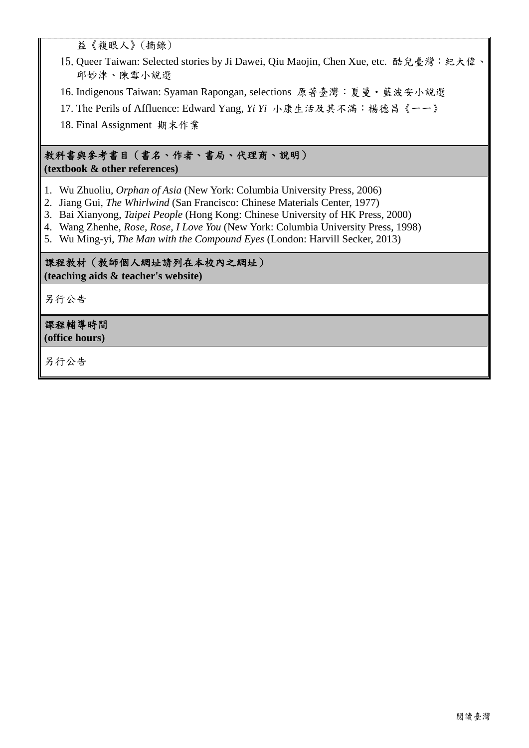益《複眼人》(摘錄)

15. Queer Taiwan: Selected stories by Ji Dawei, Qiu Maojin, Chen Xue, etc. 酷兒臺灣：紀大偉、邱妙津、陳雪小說選
16. Indigenous Taiwan: Syaman Rapongan, selections 原著臺灣：夏曼・藍波安小說選
17. The Perils of Affluence: Edward Yang, *Yi Yi* 小康生活及其不滿：楊德昌《一一》
18. Final Assignment 期末作業

**教科書與參考書目（書名、作者、書局、代理商、說明）**
**(textbook & other references)**

1. Wu Zhuoliu, *Orphan of Asia* (New York: Columbia University Press, 2006)
2. Jiang Gui, *The Whirlwind* (San Francisco: Chinese Materials Center, 1977)
3. Bai Xianyong, *Taipei People* (Hong Kong: Chinese University of HK Press, 2000)
4. Wang Zhenhe, *Rose, Rose, I Love You* (New York: Columbia University Press, 1998)
5. Wu Ming-yi, *The Man with the Compound Eyes* (London: Harvill Secker, 2013)

**課程教材（教師個人網址請列在本校內之網址）**
**(teaching aids & teacher's website)**

另行公告

**課程輔導時間**
**(office hours)**

另行公告